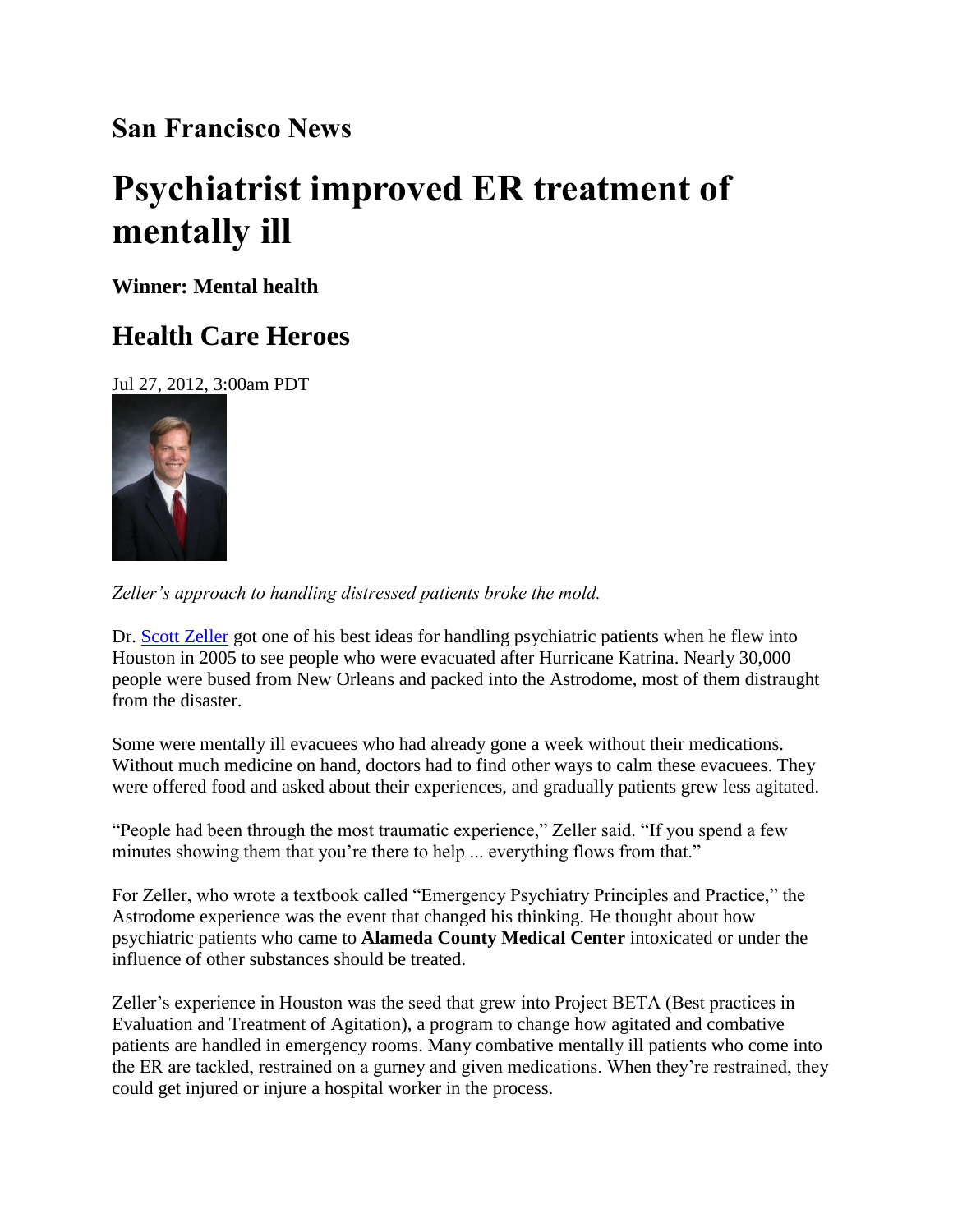## San Francisco News

# Psychiatrist improved ER treatment of mentally ill

### Winner: Mental health

## Health Care Heroes

Jul 27, 2012, 3:00am PDT

*Zeller's approach to handling distressed patients broke the mold.*

Dr. Scott Zeller got one of his best ideas for handling psychiatric patients when he flew into Houston in 2005 to see people who were evacuated after Hurricane Katrina. Nearly 30,000 people were bused from New Orleans and packed into the Astrodome, most of them distraught from the disaster.

Some were mentally ill evacuees who had already gone a week without their medications. Without much medicine on hand, doctors had to find other ways to calm these evacuees. They were offered food and asked about their experiences, and gradually patients grew less agitated.

"People had been through the most traumatic experience," Zeller said. "If you spend a few minutes showing them that you're there to help ... everything flows from that."

For Zeller, who wrote a textbook called "Emergency Psychiatry Principles and Practice," the Astrodome experience was the event that changed his thinking. He thought about how psychiatric patients who came to **Alameda County Medical Center** intoxicated or under the influence of other substances should be treated.

Zeller's experience in Houston was the seed that grew into Project BETA (Best practices in Evaluation and Treatment of Agitation), a program to change how agitated and combative patients are handled in emergency rooms. Many combative mentally ill patients who come into the ER are tackled, restrained on a gurney and given medications. When they're restrained, they could get injured or injure a hospital worker in the process.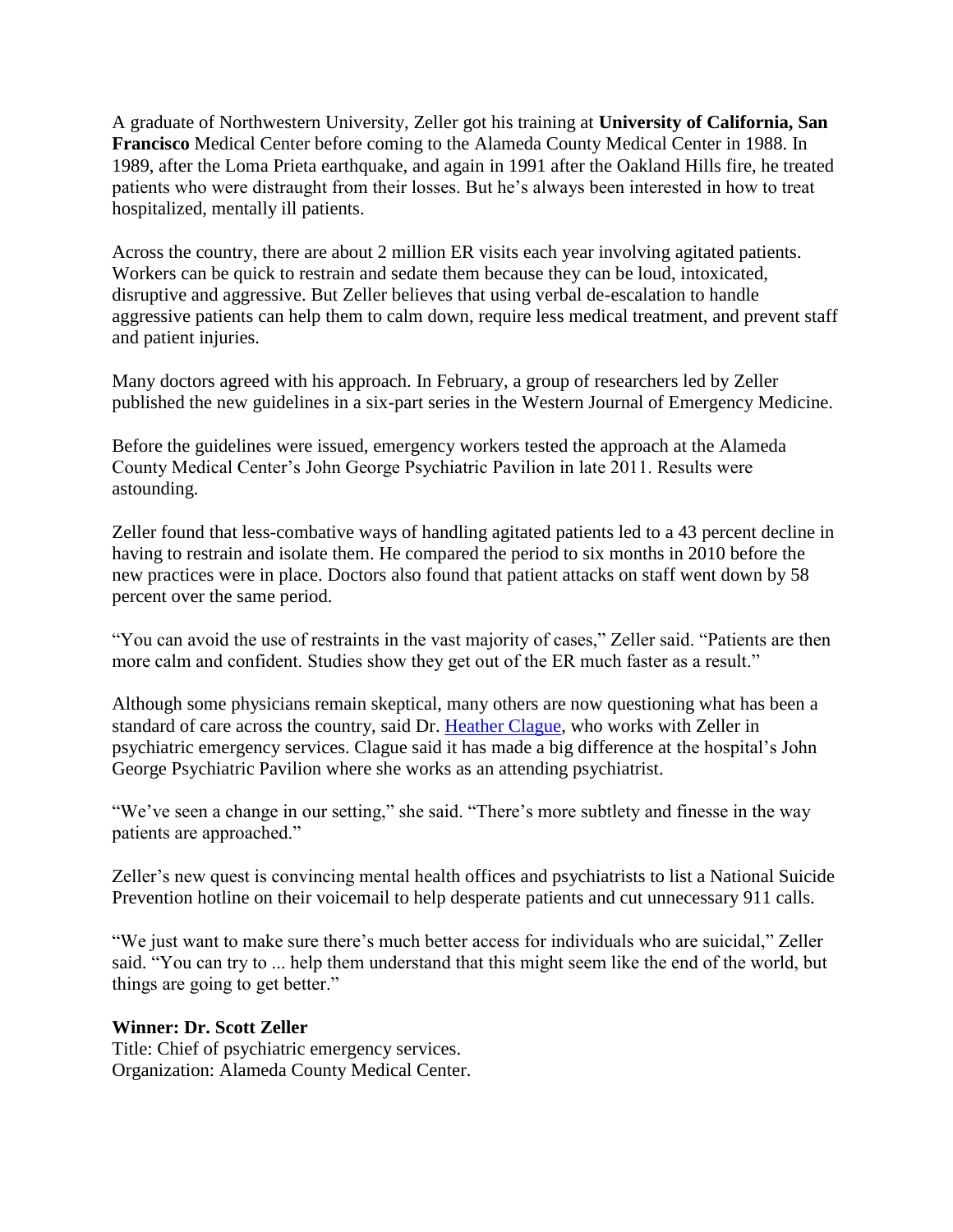A graduate of Northwestern University, Zeller got his training at **University of California, San Francisco** Medical Center before coming to the Alameda County Medical Center in 1988. In 1989, after the Loma Prieta earthquake, and again in 1991 after the Oakland Hills fire, he treated patients who were distraught from their losses. But he's always been interested in how to treat hospitalized, mentally ill patients.

Across the country, there are about 2 million ER visits each year involving agitated patients. Workers can be quick to restrain and sedate them because they can be loud, intoxicated, disruptive and aggressive. But Zeller believes that using verbal de-escalation to handle aggressive patients can help them to calm down, require less medical treatment, and prevent staff and patient injuries.

Many doctors agreed with his approach. In February, a group of researchers led by Zeller published the new guidelines in a six-part series in the Western Journal of Emergency Medicine.

Before the guidelines were issued, emergency workers tested the approach at the Alameda County Medical Center's John George Psychiatric Pavilion in late 2011. Results were astounding.

Zeller found that less-combative ways of handling agitated patients led to a 43 percent decline in having to restrain and isolate them. He compared the period to six months in 2010 before the new practices were in place. Doctors also found that patient attacks on staff went down by 58 percent over the same period.

"You can avoid the use of restraints in the vast majority of cases," Zeller said. "Patients are then more calm and confident. Studies show they get out of the ER much faster as a result."

Although some physicians remain skeptical, many others are now questioning what has been a standard of care across the country, said Dr. Heather Clague, who works with Zeller in psychiatric emergency services. Clague said it has made a big difference at the hospital's John George Psychiatric Pavilion where she works as an attending psychiatrist.

"We've seen a change in our setting," she said. "There's more subtlety and finesse in the way patients are approached."

Zeller's new quest is convincing mental health offices and psychiatrists to list a National Suicide Prevention hotline on their voicemail to help desperate patients and cut unnecessary 911 calls.

"We just want to make sure there's much better access for individuals who are suicidal," Zeller said. "You can try to ... help them understand that this might seem like the end of the world, but things are going to get better."

**Winner: Dr. Scott Zeller**
Title: Chief of psychiatric emergency services.
Organization: Alameda County Medical Center.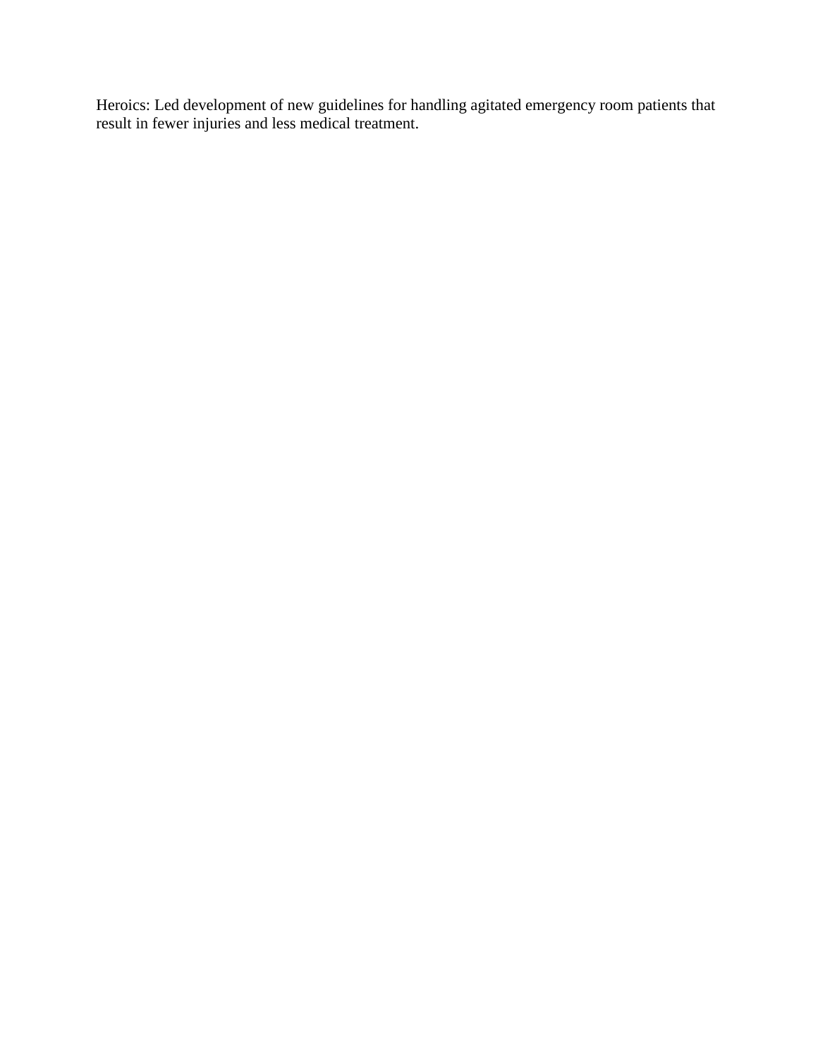Heroics: Led development of new guidelines for handling agitated emergency room patients that result in fewer injuries and less medical treatment.